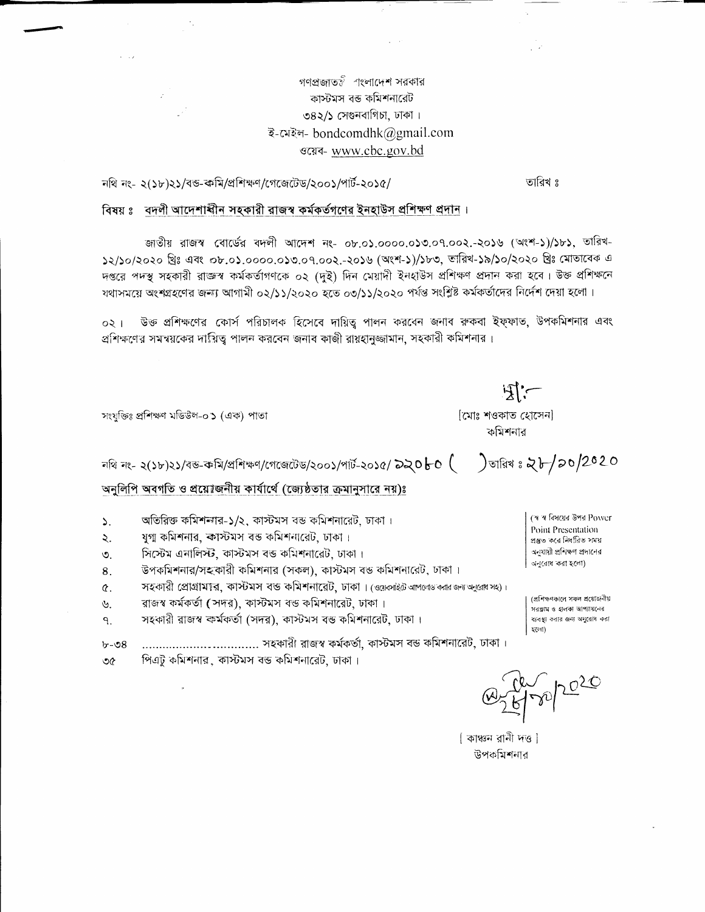গণপ্রজাতন্ত্রী বাংলাদেশ সরকার
কাস্টমস বন্ড কমিশনারেট
৩৪২/১ সেগুনবাগিচা, ঢাকা।
ই-মেইল- bondcomdhk@gmail.com
ওয়েব- www.cbc.gov.bd

নথি নং- ২(১৮)২১/বন্ড-কমি/প্রশিক্ষণ/গেজেটেড/২০০১/পার্ট-২০১৫/ তারিখ ঃ

বিষয় ঃ **বদলী আদেশাধীন সহকারী রাজস্ব কর্মকর্তগণের ইনহাউস প্রশিক্ষণ প্রদান।**

জাতীয় রাজস্ব বোর্ডের বদলী আদেশ নং- ০৮.০১.০০০০.০১৩.০৭.০০২.-২০১৬ (অংশ-১)/১৮১, তারিখ- ১২/১০/২০২০ খ্রিঃ এবং ০৮.০১.০০০০.০১৩.০৭.০০২.-২০১৬ (অংশ-১)/১৮৩, তারিখ-১৯/১০/২০২০ খ্রিঃ মোতাবেক এ দপ্তরে পদস্থ সহকারী রাজস্ব কর্মকর্তাগণকে ০২ (দুই) দিন মেয়াদী ইনহাউস প্রশিক্ষণ প্রদান করা হবে। উক্ত প্রশিক্ষনে যথাসময়ে অংশগ্রহণের জন্য আগামী ০২/১১/২০২০ হতে ০৩/১১/২০২০ পর্যন্ত সংশ্লিষ্ট কর্মকর্তাদের নির্দেশ দেয়া হলো।

০২। উক্ত প্রশিক্ষণের কোর্স পরিচালক হিসেবে দায়িত্ব পালন করবেন জনাব রুকবা ইফফাত, উপকমিশনার এবং প্রশিক্ষণের সমন্বয়কের দায়িত্ব পালন করবেন জনাব কাজী রায়হানুজ্জামান, সহকারী কমিশনার।

সংযুক্তিঃ প্রশিক্ষণ মডিউল-০১ (এক) পাতা

[মোঃ শওকাত হোসেন]
কমিশনার

নথি নং- ২(১৮)২১/বন্ড-কমি/প্রশিক্ষণ/গেজেটেড/২০০১/পার্ট-২০১৫/ ৯২০৮০ ( ) তারিখ ঃ ২৮/১০/২০২০

**অনুলিপি অবগতি ও প্রয়োজনীয় কার্যার্থে (জ্যেষ্ঠতার ক্রমানুসারে নয়):**

১. অতিরিক্ত কমিশনার-১/২, কাস্টমস বন্ড কমিশনারেট, ঢাকা।
২. যুগ্ম কমিশনার, কাস্টমস বন্ড কমিশনারেট, ঢাকা।
৩. সিস্টেম এনালিস্ট, কাস্টমস বন্ড কমিশনারেট, ঢাকা।
৪. উপকমিশনার/সহকারী কমিশনার (সকল), কাস্টমস বন্ড কমিশনারেট, ঢাকা।
৫. সহকারী প্রোগ্রামার, কাস্টমস বন্ড কমিশনারেট, ঢাকা। (ওয়েবসাইটে আপলোড করার জন্য অনুরোধ সহ)।
৬. রাজস্ব কর্মকর্তা (সদর), কাস্টমস বন্ড কমিশনারেট, ঢাকা।
৭. সহকারী রাজস্ব কর্মকর্তা (সদর), কাস্টমস বন্ড কমিশনারেট, ঢাকা।
৮-৩৪ .................................. সহকারী রাজস্ব কর্মকর্তা, কাস্টমস বন্ড কমিশনারেট, ঢাকা।
৩৫ পিএটু কমিশনার, কাস্টমস বন্ড কমিশনারেট, ঢাকা।

(স্ব স্ব বিষয়ের উপর Power Point Presentation প্রস্তুত করে নির্ধারিত সময় অনুযায়ী প্রশিক্ষণ প্রদানের অনুরোধ করা হলো)

(প্রশিক্ষণকালে সকল প্রয়োজনীয় সরঞ্জাম ও হালকা আপ্যায়নের ব্যবস্থা করার জন্য অনুরোধ করা হলো)

২৮/১০/২০২০

[ কাঞ্চন রানী দত্ত ]
উপকমিশনার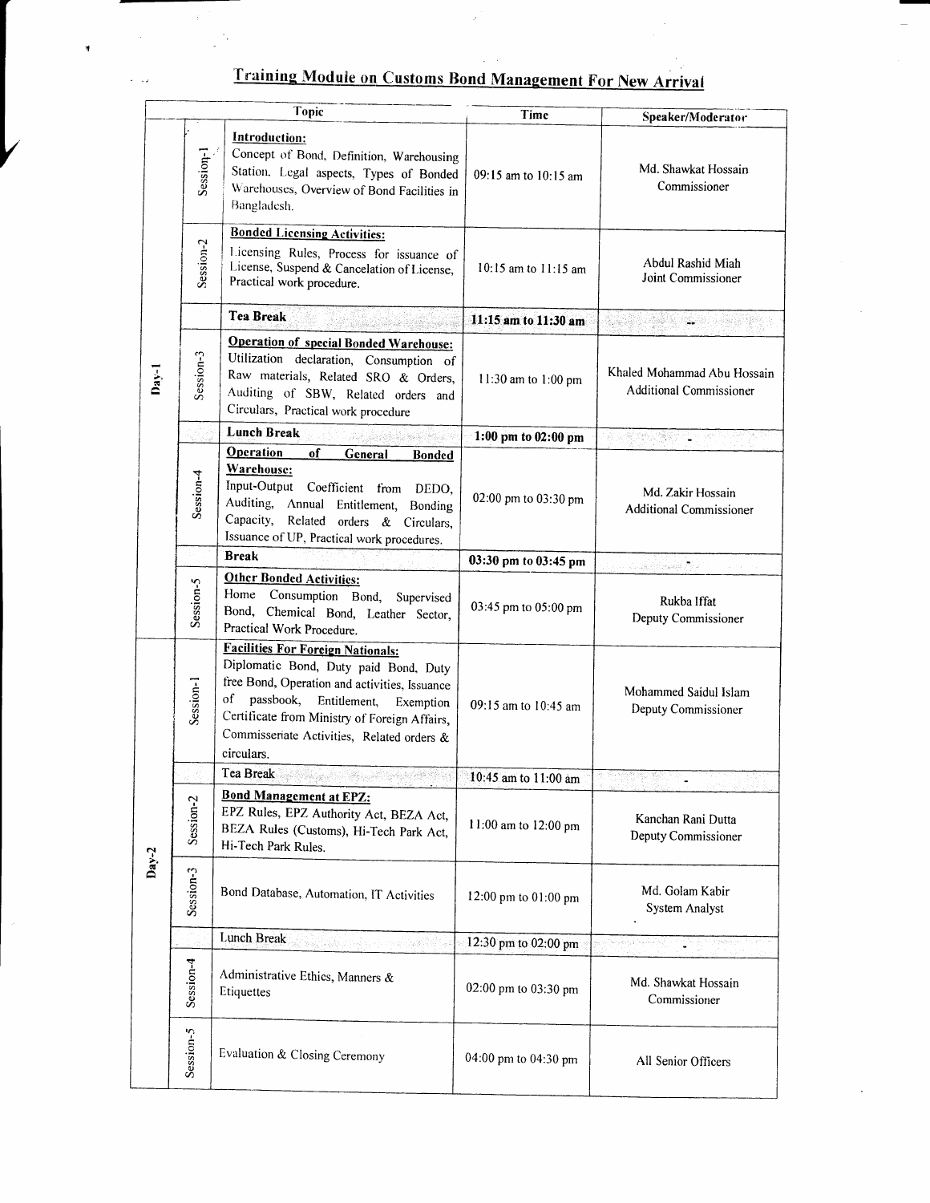# Training Module on Customs Bond Management For New Arrival

| | | Topic | Time | Speaker/Moderator |
|---|---|---|---|---|
| Day-1 | Session-1 | **Introduction:** Concept of Bond, Definition, Warehousing Station, Legal aspects, Types of Bonded Warehouses, Overview of Bond Facilities in Bangladesh. | 09:15 am to 10:15 am | Md. Shawkat Hossain Commissioner |
| | Session-2 | **Bonded Licensing Activities:** Licensing Rules, Process for issuance of License, Suspend & Cancelation of License, Practical work procedure. | 10:15 am to 11:15 am | Abdul Rashid Miah Joint Commissioner |
| | | **Tea Break** | **11:15 am to 11:30 am** | -- |
| | Session-3 | **Operation of special Bonded Warehouse:** Utilization declaration, Consumption of Raw materials, Related SRO & Orders, Auditing of SBW, Related orders and Circulars, Practical work procedure | 11:30 am to 1:00 pm | Khaled Mohammad Abu Hossain Additional Commissioner |
| | | **Lunch Break** | **1:00 pm to 02:00 pm** | - |
| | Session-4 | **Operation of General Bonded Warehouse:** Input-Output Coefficient from DEDO, Auditing, Annual Entitlement, Bonding Capacity, Related orders & Circulars, Issuance of UP, Practical work procedures. | 02:00 pm to 03:30 pm | Md. Zakir Hossain Additional Commissioner |
| | | **Break** | **03:30 pm to 03:45 pm** | - |
| | Session-5 | **Other Bonded Activities:** Home Consumption Bond, Supervised Bond, Chemical Bond, Leather Sector, Practical Work Procedure. | 03:45 pm to 05:00 pm | Rukba Iffat Deputy Commissioner |
| Day-2 | Session-1 | **Facilities For Foreign Nationals:** Diplomatic Bond, Duty paid Bond, Duty free Bond, Operation and activities, Issuance of passbook, Entitlement, Exemption Certificate from Ministry of Foreign Affairs, Commisseriate Activities, Related orders & circulars. | 09:15 am to 10:45 am | Mohammed Saidul Islam Deputy Commissioner |
| | | Tea Break | 10:45 am to 11:00 am | - |
| | Session-2 | **Bond Management at EPZ:** EPZ Rules, EPZ Authority Act, BEZA Act, BEZA Rules (Customs), Hi-Tech Park Act, Hi-Tech Park Rules. | 11:00 am to 12:00 pm | Kanchan Rani Dutta Deputy Commissioner |
| | Session-3 | Bond Database, Automation, IT Activities | 12:00 pm to 01:00 pm | Md. Golam Kabir System Analyst |
| | | Lunch Break | 12:30 pm to 02:00 pm | - |
| | Session-4 | Administrative Ethics, Manners & Etiquettes | 02:00 pm to 03:30 pm | Md. Shawkat Hossain Commissioner |
| | Session-5 | Evaluation & Closing Ceremony | 04:00 pm to 04:30 pm | All Senior Officers |